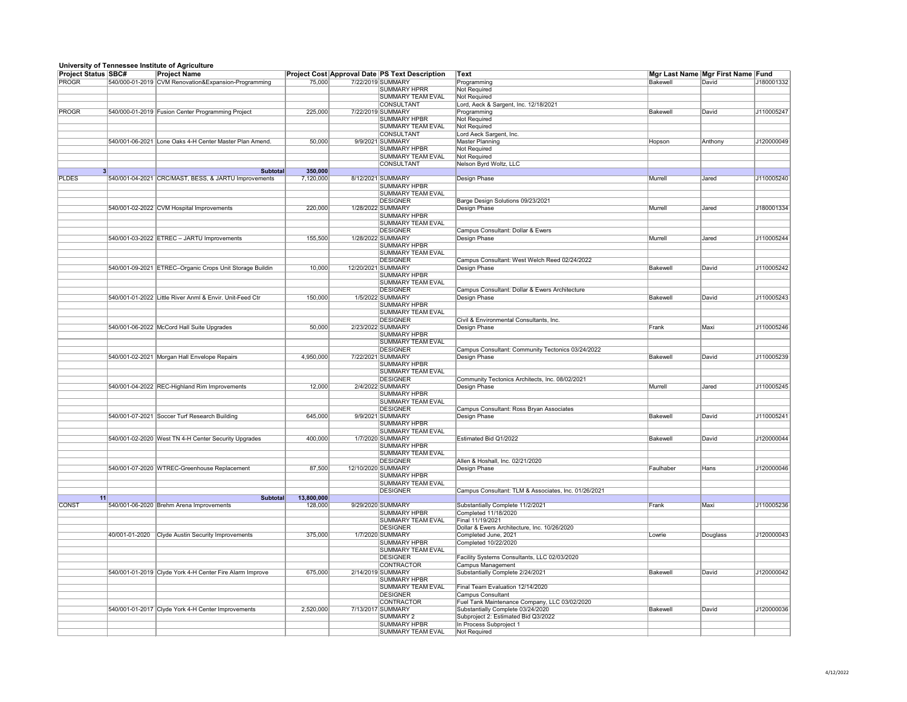# University of Tennessee Institute of Agriculture

| Project Status | SBC# | Project Name | Project Cost | Approval Date | PS Text Description | Text | Mgr Last Name | Mgr First Name | Fund |
|---|---|---|---|---|---|---|---|---|---|
| PROGR | 540/000-01-2019 | CVM Renovation&Expansion-Programming | 75,000 | 7/22/2019 | SUMMARY | Programming | Bakewell | David | J180001332 |
| | | | | | SUMMARY HPRR | Not Required | | | |
| | | | | | SUMMARY TEAM EVAL | Not Required | | | |
| | | | | | CONSULTANT | Lord, Aeck & Sargent, Inc. 12/18/2021 | | | |
| PROGR | 540/000-01-2019 | Fusion Center Programming Project | 225,000 | 7/22/2019 | SUMMARY | Programming | Bakewell | David | J110005247 |
| | | | | | SUMMARY HPBR | Not Required | | | |
| | | | | | SUMMARY TEAM EVAL | Not Required | | | |
| | | | | | CONSULTANT | Lord Aeck Sargent, Inc. | | | |
| | 540/001-06-2021 | Lone Oaks 4-H Center Master Plan Amend. | 50,000 | 9/9/2021 | SUMMARY | Master Planning | Hopson | Anthony | J120000049 |
| | | | | | SUMMARY HPBR | Not Required | | | |
| | | | | | SUMMARY TEAM EVAL | Not Required | | | |
| | | | | | CONSULTANT | Nelson Byrd Woltz, LLC | | | |
| 3 | | Subtotal | 350,000 | | | | | | |
| PLDES | 540/001-04-2021 | CRC/MAST, BESS, & JARTU Improvements | 7,120,000 | 8/12/2021 | SUMMARY | Design Phase | Murrell | Jared | J110005240 |
| | | | | | SUMMARY HPBR | | | | |
| | | | | | SUMMARY TEAM EVAL | | | | |
| | | | | | DESIGNER | Barge Design Solutions 09/23/2021 | | | |
| | 540/001-02-2022 | CVM Hospital Improvements | 220,000 | 1/28/2022 | SUMMARY | Design Phase | Murrell | Jared | J180001334 |
| | | | | | SUMMARY HPBR | | | | |
| | | | | | SUMMARY TEAM EVAL | | | | |
| | | | | | DESIGNER | Campus Consultant: Dollar & Ewers | | | |
| | 540/001-03-2022 | ETREC – JARTU Improvements | 155,500 | 1/28/2022 | SUMMARY | Design Phase | Murrell | Jared | J110005244 |
| | | | | | SUMMARY HPBR | | | | |
| | | | | | SUMMARY TEAM EVAL | | | | |
| | | | | | DESIGNER | Campus Consultant: West Welch Reed 02/24/2022 | | | |
| | 540/001-09-2021 | ETREC–Organic Crops Unit Storage Buildin | 10,000 | 12/20/2021 | SUMMARY | Design Phase | Bakewell | David | J110005242 |
| | | | | | SUMMARY HPBR | | | | |
| | | | | | SUMMARY TEAM EVAL | | | | |
| | | | | | DESIGNER | Campus Consultant: Dollar & Ewers Architecture | | | |
| | 540/001-01-2022 | Little River Anml & Envir. Unit-Feed Ctr | 150,000 | 1/5/2022 | SUMMARY | Design Phase | Bakewell | David | J110005243 |
| | | | | | SUMMARY HPBR | | | | |
| | | | | | SUMMARY TEAM EVAL | | | | |
| | | | | | DESIGNER | Civil & Environmental Consultants, Inc. | | | |
| | 540/001-06-2022 | McCord Hall Suite Upgrades | 50,000 | 2/23/2022 | SUMMARY | Design Phase | Frank | Maxi | J110005246 |
| | | | | | SUMMARY HPBR | | | | |
| | | | | | SUMMARY TEAM EVAL | | | | |
| | | | | | DESIGNER | Campus Consultant: Community Tectonics 03/24/2022 | | | |
| | 540/001-02-2021 | Morgan Hall Envelope Repairs | 4,950,000 | 7/22/2021 | SUMMARY | Design Phase | Bakewell | David | J110005239 |
| | | | | | SUMMARY HPBR | | | | |
| | | | | | SUMMARY TEAM EVAL | | | | |
| | | | | | DESIGNER | Community Tectonics Architects, Inc. 08/02/2021 | | | |
| | 540/001-04-2022 | REC-Highland Rim Improvements | 12,000 | 2/4/2022 | SUMMARY | Design Phase | Murrell | Jared | J110005245 |
| | | | | | SUMMARY HPBR | | | | |
| | | | | | SUMMARY TEAM EVAL | | | | |
| | | | | | DESIGNER | Campus Consultant: Ross Bryan Associates | | | |
| | 540/001-07-2021 | Soccer Turf Research Building | 645,000 | 9/9/2021 | SUMMARY | Design Phase | Bakewell | David | J110005241 |
| | | | | | SUMMARY HPBR | | | | |
| | | | | | SUMMARY TEAM EVAL | | | | |
| | 540/001-02-2020 | West TN 4-H Center Security Upgrades | 400,000 | 1/7/2020 | SUMMARY | Estimated Bid Q1/2022 | Bakewell | David | J120000044 |
| | | | | | SUMMARY HPBR | | | | |
| | | | | | SUMMARY TEAM EVAL | | | | |
| | | | | | DESIGNER | Allen & Hoshall, Inc. 02/21/2020 | | | |
| | 540/001-07-2020 | WTREC-Greenhouse Replacement | 87,500 | 12/10/2020 | SUMMARY | Design Phase | Faulhaber | Hans | J120000046 |
| | | | | | SUMMARY HPBR | | | | |
| | | | | | SUMMARY TEAM EVAL | | | | |
| | | | | | DESIGNER | Campus Consultant: TLM & Associates, Inc. 01/26/2021 | | | |
| 11 | | Subtotal | 13,800,000 | | | | | | |
| CONST | 540/001-06-2020 | Brehm Arena Improvements | 128,000 | 9/29/2020 | SUMMARY | Substantially Complete 11/2/2021 | Frank | Maxi | J110005236 |
| | | | | | SUMMARY HPBR | Completed 11/18/2020 | | | |
| | | | | | SUMMARY TEAM EVAL | Final 11/19/2021 | | | |
| | | | | | DESIGNER | Dollar & Ewers Architecture, Inc. 10/26/2020 | | | |
| | 40/001-01-2020 | Clyde Austin Security Improvements | 375,000 | 1/7/2020 | SUMMARY | Completed June, 2021 | Lowrie | Douglass | J120000043 |
| | | | | | SUMMARY HPBR | Completed 10/22/2020 | | | |
| | | | | | SUMMARY TEAM EVAL | | | | |
| | | | | | DESIGNER | Facility Systems Consultants, LLC 02/03/2020 | | | |
| | | | | | CONTRACTOR | Campus Management | | | |
| | 540/001-01-2019 | Clyde York 4-H Center Fire Alarm Improve | 675,000 | 2/14/2019 | SUMMARY | Substantially Complete 2/24/2021 | Bakewell | David | J120000042 |
| | | | | | SUMMARY HPBR | | | | |
| | | | | | SUMMARY TEAM EVAL | Final Team Evaluation 12/14/2020 | | | |
| | | | | | DESIGNER | Campus Consultant | | | |
| | | | | | CONTRACTOR | Fuel Tank Maintenance Company, LLC 03/02/2020 | | | |
| | 540/001-01-2017 | Clyde York 4-H Center Improvements | 2,520,000 | 7/13/2017 | SUMMARY | Substantially Complete 03/24/2020 | Bakewell | David | J120000036 |
| | | | | | SUMMARY 2 | Subproject 2: Estimated Bid Q3/2022 | | | |
| | | | | | SUMMARY HPBR | In Process Subproject 1 | | | |
| | | | | | SUMMARY TEAM EVAL | Not Required | | | |

4/12/2022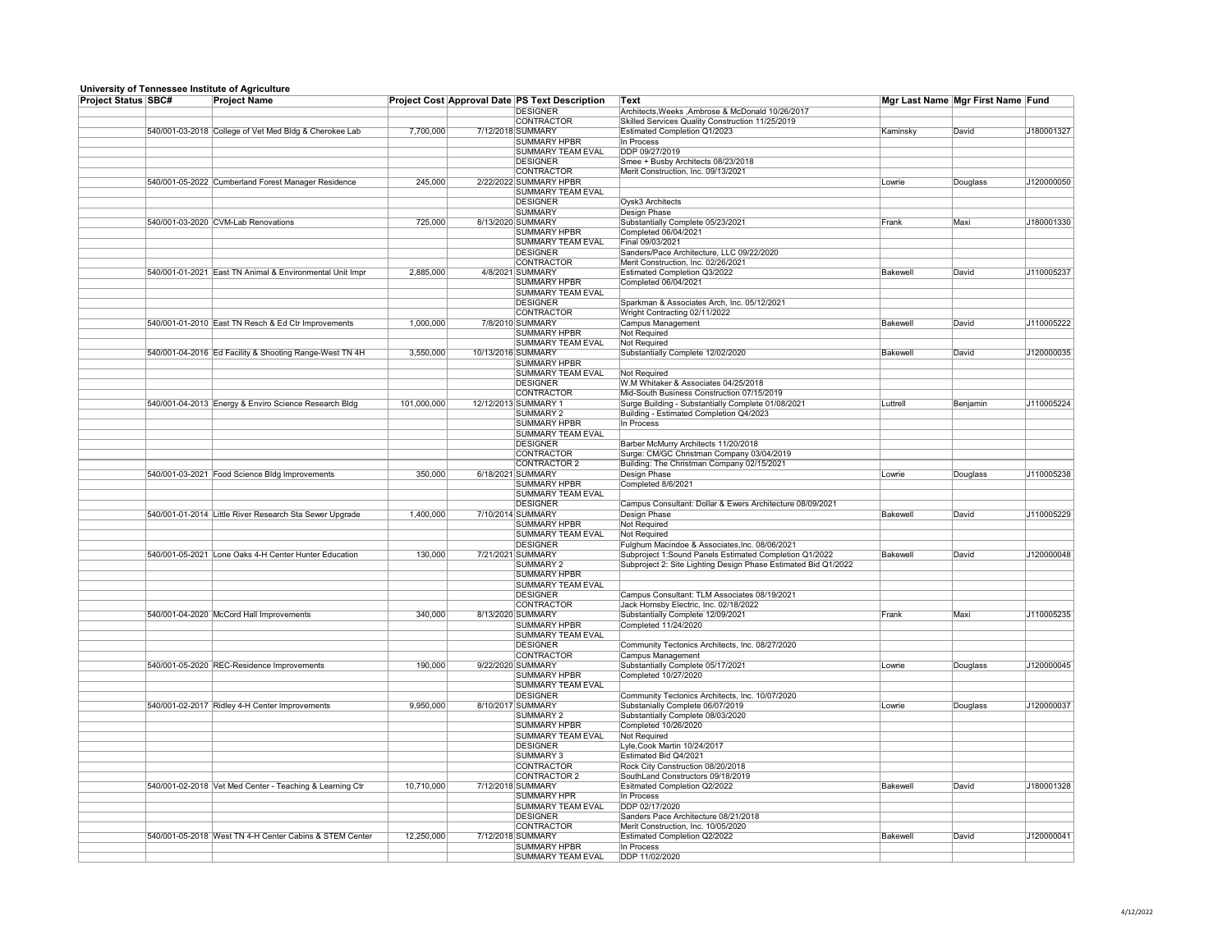University of Tennessee Institute of Agriculture

| Project Status | SBC# | Project Name | Project Cost | Approval Date | PS Text Description | Text | Mgr Last Name | Mgr First Name | Fund |
|---|---|---|---|---|---|---|---|---|---|
| | | | | | DESIGNER | Architects,Weeks ,Ambrose & McDonald 10/26/2017 | | | |
| | | | | | CONTRACTOR | Skilled Services Quality Construction 11/25/2019 | | | |
| | 540/001-03-2018 | College of Vet Med Bldg & Cherokee Lab | 7,700,000 | 7/12/2018 | SUMMARY | Estimated Completion Q1/2023 | Kaminsky | David | J180001327 |
| | | | | | SUMMARY HPBR | In Process | | | |
| | | | | | SUMMARY TEAM EVAL | DDP 09/27/2019 | | | |
| | | | | | DESIGNER | Smee + Busby Architects 08/23/2018 | | | |
| | | | | | CONTRACTOR | Merit Construction, Inc. 09/13/2021 | | | |
| | 540/001-05-2022 | Cumberland Forest Manager Residence | 245,000 | 2/22/2022 | SUMMARY HPBR | | Lowrie | Douglass | J120000050 |
| | | | | | SUMMARY TEAM EVAL | | | | |
| | | | | | DESIGNER | Oysk3 Architects | | | |
| | | | | | SUMMARY | Design Phase | | | |
| | 540/001-03-2020 | CVM-Lab Renovations | 725,000 | 8/13/2020 | SUMMARY | Substantially Complete 05/23/2021 | Frank | Maxi | J180001330 |
| | | | | | SUMMARY HPBR | Completed 06/04/2021 | | | |
| | | | | | SUMMARY TEAM EVAL | Final 09/03/2021 | | | |
| | | | | | DESIGNER | Sanders/Pace Architecture, LLC 09/22/2020 | | | |
| | | | | | CONTRACTOR | Merit Construction, Inc. 02/26/2021 | | | |
| | 540/001-01-2021 | East TN Animal & Environmental Unit Impr | 2,885,000 | 4/8/2021 | SUMMARY | Estimated Completion Q3/2022 | Bakewell | David | J110005237 |
| | | | | | SUMMARY HPBR | Completed 06/04/2021 | | | |
| | | | | | SUMMARY TEAM EVAL | | | | |
| | | | | | DESIGNER | Sparkman & Associates Arch, Inc. 05/12/2021 | | | |
| | | | | | CONTRACTOR | Wright Contracting 02/11/2022 | | | |
| | 540/001-01-2010 | East TN Resch & Ed Ctr Improvements | 1,000,000 | 7/8/2010 | SUMMARY | Campus Management | Bakewell | David | J110005222 |
| | | | | | SUMMARY HPBR | Not Required | | | |
| | | | | | SUMMARY TEAM EVAL | Not Required | | | |
| | 540/001-04-2016 | Ed Facility & Shooting Range-West TN 4H | 3,550,000 | 10/13/2016 | SUMMARY | Substantially Complete 12/02/2020 | Bakewell | David | J120000035 |
| | | | | | SUMMARY HPBR | | | | |
| | | | | | SUMMARY TEAM EVAL | Not Required | | | |
| | | | | | DESIGNER | W.M Whitaker & Associates 04/25/2018 | | | |
| | | | | | CONTRACTOR | Mid-South Business Construction 07/15/2019 | | | |
| | 540/001-04-2013 | Energy & Enviro Science Research Bldg | 101,000,000 | 12/12/2013 | SUMMARY 1 | Surge Building - Substantially Complete 01/08/2021 | Luttrell | Benjamin | J110005224 |
| | | | | | SUMMARY 2 | Building - Estimated Completion Q4/2023 | | | |
| | | | | | SUMMARY HPBR | In Process | | | |
| | | | | | SUMMARY TEAM EVAL | | | | |
| | | | | | DESIGNER | Barber McMurry Architects 11/20/2018 | | | |
| | | | | | CONTRACTOR | Surge: CM/GC Christman Company 03/04/2019 | | | |
| | | | | | CONTRACTOR 2 | Building: The Christman Company 02/15/2021 | | | |
| | 540/001-03-2021 | Food Science Bldg Improvements | 350,000 | 6/18/2021 | SUMMARY | Design Phase | Lowrie | Douglass | J110005238 |
| | | | | | SUMMARY HPBR | Completed 8/6/2021 | | | |
| | | | | | SUMMARY TEAM EVAL | | | | |
| | | | | | DESIGNER | Campus Consultant: Dollar & Ewers Architecture 08/09/2021 | | | |
| | 540/001-01-2014 | Little River Research Sta Sewer Upgrade | 1,400,000 | 7/10/2014 | SUMMARY | Design Phase | Bakewell | David | J110005229 |
| | | | | | SUMMARY HPBR | Not Required | | | |
| | | | | | SUMMARY TEAM EVAL | Not Required | | | |
| | | | | | DESIGNER | Fulghum Macindoe & Associates,Inc. 08/06/2021 | | | |
| | 540/001-05-2021 | Lone Oaks 4-H Center Hunter Education | 130,000 | 7/21/2021 | SUMMARY | Subproject 1:Sound Panels Estimated Completion Q1/2022 | Bakewell | David | J120000048 |
| | | | | | SUMMARY 2 | Subproject 2: Site Lighting Design Phase Estimated Bid Q1/2022 | | | |
| | | | | | SUMMARY HPBR | | | | |
| | | | | | SUMMARY TEAM EVAL | | | | |
| | | | | | DESIGNER | Campus Consultant: TLM Associates 08/19/2021 | | | |
| | | | | | CONTRACTOR | Jack Hornsby Electric, Inc. 02/18/2022 | | | |
| | 540/001-04-2020 | McCord Hall Improvements | 340,000 | 8/13/2020 | SUMMARY | Substantially Complete 12/09/2021 | Frank | Maxi | J110005235 |
| | | | | | SUMMARY HPBR | Completed 11/24/2020 | | | |
| | | | | | SUMMARY TEAM EVAL | | | | |
| | | | | | DESIGNER | Community Tectonics Architects, Inc. 08/27/2020 | | | |
| | | | | | CONTRACTOR | Campus Management | | | |
| | 540/001-05-2020 | REC-Residence Improvements | 190,000 | 9/22/2020 | SUMMARY | Substantially Complete 05/17/2021 | Lowrie | Douglass | J120000045 |
| | | | | | SUMMARY HPBR | Completed 10/27/2020 | | | |
| | | | | | SUMMARY TEAM EVAL | | | | |
| | | | | | DESIGNER | Community Tectonics Architects, Inc. 10/07/2020 | | | |
| | 540/001-02-2017 | Ridley 4-H Center Improvements | 9,950,000 | 8/10/2017 | SUMMARY | Substanially Complete 06/07/2019 | Lowrie | Douglass | J120000037 |
| | | | | | SUMMARY 2 | Substantially Complete 08/03/2020 | | | |
| | | | | | SUMMARY HPBR | Completed 10/26/2020 | | | |
| | | | | | SUMMARY TEAM EVAL | Not Required | | | |
| | | | | | DESIGNER | Lyle,Cook Martin 10/24/2017 | | | |
| | | | | | SUMMARY 3 | Estimated Bid Q4/2021 | | | |
| | | | | | CONTRACTOR | Rock City Construction 08/20/2018 | | | |
| | | | | | CONTRACTOR 2 | SouthLand Constructors 09/18/2019 | | | |
| | 540/001-02-2018 | Vet Med Center - Teaching & Learning Ctr | 10,710,000 | 7/12/2018 | SUMMARY | Esitmated Completion Q2/2022 | Bakewell | David | J180001328 |
| | | | | | SUMMARY HPR | In Process | | | |
| | | | | | SUMMARY TEAM EVAL | DDP 02/17/2020 | | | |
| | | | | | DESIGNER | Sanders Pace Architecture 08/21/2018 | | | |
| | | | | | CONTRACTOR | Merit Construction, Inc. 10/05/2020 | | | |
| | 540/001-05-2018 | West TN 4-H Center Cabins & STEM Center | 12,250,000 | 7/12/2018 | SUMMARY | Estimated Completion Q2/2022 | Bakewell | David | J120000041 |
| | | | | | SUMMARY HPBR | In Process | | | |
| | | | | | SUMMARY TEAM EVAL | DDP 11/02/2020 | | | |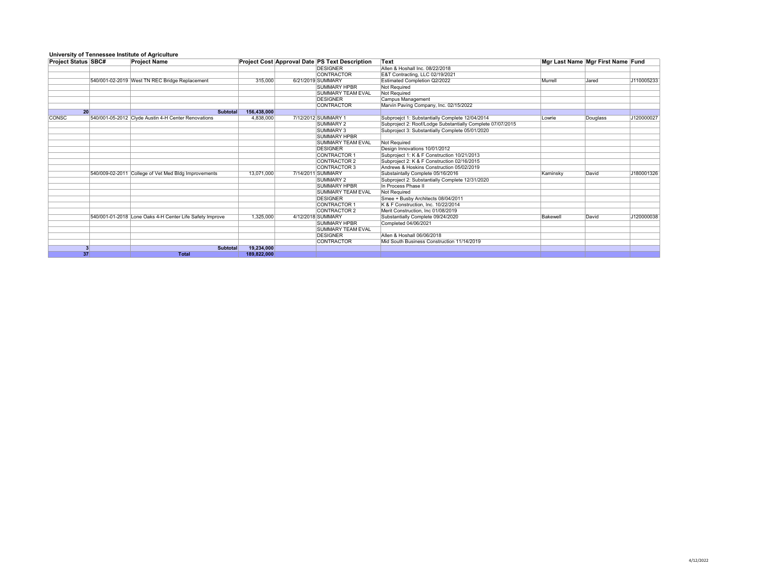**University of Tennessee Institute of Agriculture**

| Project Status | SBC# | Project Name | Project Cost | Approval Date | PS Text Description | Text | Mgr Last Name | Mgr First Name | Fund |
|---|---|---|---|---|---|---|---|---|---|
| | | | | | DESIGNER | Allen & Hoshall Inc. 08/22/2018 | | | |
| | | | | | CONTRACTOR | E&T Contracting, LLC 02/19/2021 | | | |
| | 540/001-02-2019 | West TN REC Bridge Replacement | 315,000 | 6/21/2019 | SUMMARY | Estimated Completion Q2/2022 | Murrell | Jared | J110005233 |
| | | | | | SUMMARY HPBR | Not Required | | | |
| | | | | | SUMMARY TEAM EVAL | Not Required | | | |
| | | | | | DESIGNER | Campus Management | | | |
| | | | | | CONTRACTOR | Marvin Paving Company, Inc. 02/15/2022 | | | |
| 20 | | Subtotal | 156,438,000 | | | | | | |
| CONSC | 540/001-05-2012 | Clyde Austin 4-H Center Renovations | 4,838,000 | 7/12/2012 | SUMMARY 1 | Subproejct 1: Substantially Complete 12/04/2014 | Lowrie | Douglass | J120000027 |
| | | | | | SUMMARY 2 | Subproject 2: Roof/Lodge Substantially Complete 07/07/2015 | | | |
| | | | | | SUMMARY 3 | Subproject 3: Substantially Complete 05/01/2020 | | | |
| | | | | | SUMMARY HPBR | | | | |
| | | | | | SUMMARY TEAM EVAL | Not Required | | | |
| | | | | | DESIGNER | Design Innovations 10/01/2012 | | | |
| | | | | | CONTRACTOR 1 | Subproject 1: K & F Construction 10/21/2013 | | | |
| | | | | | CONTRACTOR 2 | Subproject 2: K & F Construction 02/16/2015 | | | |
| | | | | | CONTRACTOR 3 | Andrews & Hoskins Construction 05/02/2019 | | | |
| | 540/009-02-2011 | College of Vet Med Bldg Improvements | 13,071,000 | 7/14/2011 | SUMMARY | Substaintally Complete 05/16/2016 | Kaminsky | David | J180001326 |
| | | | | | SUMMARY 2 | Subproject 2: Substantially Complete 12/31/2020 | | | |
| | | | | | SUMMARY HPBR | In Process Phase II | | | |
| | | | | | SUMMARY TEAM EVAL | Not Required | | | |
| | | | | | DESIGNER | Smee + Busby Architects 08/04/2011 | | | |
| | | | | | CONTRACTOR 1 | K & F Construction, Inc. 10/22/2014 | | | |
| | | | | | CONTRACTOR 2 | Merit Construction, Inc 01/08/2019 | | | |
| | 540/001-01-2018 | Lone Oaks 4-H Center Life Safety Improve | 1,325,000 | 4/12/2018 | SUMMARY | Substantially Complete 09/24/2020 | Bakewell | David | J120000038 |
| | | | | | SUMMARY HPBR | Completed 04/06/2021 | | | |
| | | | | | SUMMARY TEAM EVAL | | | | |
| | | | | | DESIGNER | Allen & Hoshall 06/06/2018 | | | |
| | | | | | CONTRACTOR | Mid South Business Construction 11/14/2019 | | | |
| 3 | | Subtotal | 19,234,000 | | | | | | |
| 37 | | Total | 189,822,000 | | | | | | |